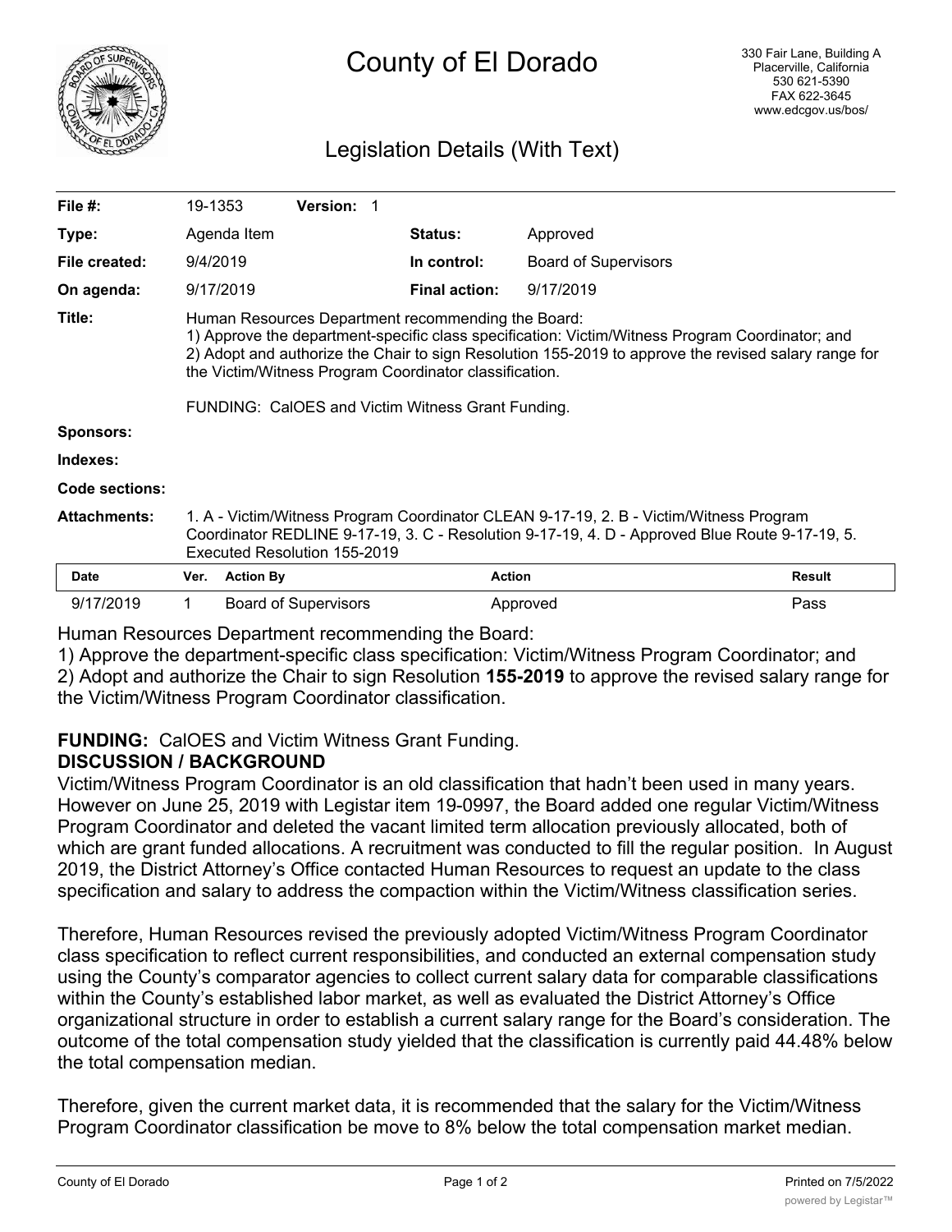# County of El Dorado

330 Fair Lane, Building A
Placerville, California
530 621-5390
FAX 622-3645
www.edcgov.us/bos/

## Legislation Details (With Text)

| | | | |
|---|---|---|---|
| **File #:** | 19-1353 **Version:** 1 | | |
| **Type:** | Agenda Item | **Status:** | Approved |
| **File created:** | 9/4/2019 | **In control:** | Board of Supervisors |
| **On agenda:** | 9/17/2019 | **Final action:** | 9/17/2019 |

**Title:** Human Resources Department recommending the Board:
1) Approve the department-specific class specification: Victim/Witness Program Coordinator; and
2) Adopt and authorize the Chair to sign Resolution 155-2019 to approve the revised salary range for the Victim/Witness Program Coordinator classification.

FUNDING: CalOES and Victim Witness Grant Funding.

**Sponsors:**

**Indexes:**

**Code sections:**

**Attachments:** 1. A - Victim/Witness Program Coordinator CLEAN 9-17-19, 2. B - Victim/Witness Program Coordinator REDLINE 9-17-19, 3. C - Resolution 9-17-19, 4. D - Approved Blue Route 9-17-19, 5. Executed Resolution 155-2019

| Date | Ver. | Action By | Action | Result |
|---|---|---|---|---|
| 9/17/2019 | 1 | Board of Supervisors | Approved | Pass |

Human Resources Department recommending the Board:
1) Approve the department-specific class specification: Victim/Witness Program Coordinator; and
2) Adopt and authorize the Chair to sign Resolution **155-2019** to approve the revised salary range for the Victim/Witness Program Coordinator classification.

**FUNDING:** CalOES and Victim Witness Grant Funding.

**DISCUSSION / BACKGROUND**

Victim/Witness Program Coordinator is an old classification that hadn't been used in many years. However on June 25, 2019 with Legistar item 19-0997, the Board added one regular Victim/Witness Program Coordinator and deleted the vacant limited term allocation previously allocated, both of which are grant funded allocations. A recruitment was conducted to fill the regular position. In August 2019, the District Attorney's Office contacted Human Resources to request an update to the class specification and salary to address the compaction within the Victim/Witness classification series.

Therefore, Human Resources revised the previously adopted Victim/Witness Program Coordinator class specification to reflect current responsibilities, and conducted an external compensation study using the County's comparator agencies to collect current salary data for comparable classifications within the County's established labor market, as well as evaluated the District Attorney's Office organizational structure in order to establish a current salary range for the Board's consideration. The outcome of the total compensation study yielded that the classification is currently paid 44.48% below the total compensation median.

Therefore, given the current market data, it is recommended that the salary for the Victim/Witness Program Coordinator classification be move to 8% below the total compensation market median.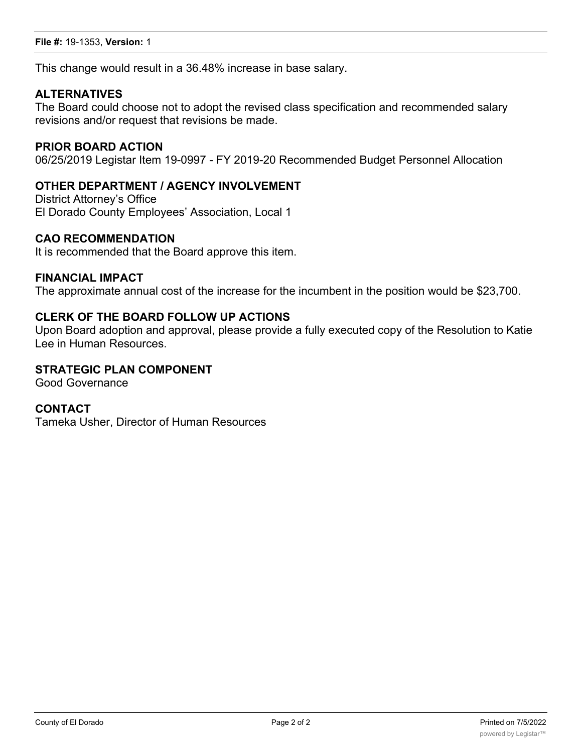This change would result in a 36.48% increase in base salary.

**ALTERNATIVES**

The Board could choose not to adopt the revised class specification and recommended salary revisions and/or request that revisions be made.

**PRIOR BOARD ACTION**

06/25/2019 Legistar Item 19-0997 - FY 2019-20 Recommended Budget Personnel Allocation

**OTHER DEPARTMENT / AGENCY INVOLVEMENT**

District Attorney's Office
El Dorado County Employees' Association, Local 1

**CAO RECOMMENDATION**

It is recommended that the Board approve this item.

**FINANCIAL IMPACT**

The approximate annual cost of the increase for the incumbent in the position would be $23,700.

**CLERK OF THE BOARD FOLLOW UP ACTIONS**

Upon Board adoption and approval, please provide a fully executed copy of the Resolution to Katie Lee in Human Resources.

**STRATEGIC PLAN COMPONENT**

Good Governance

**CONTACT**

Tameka Usher, Director of Human Resources